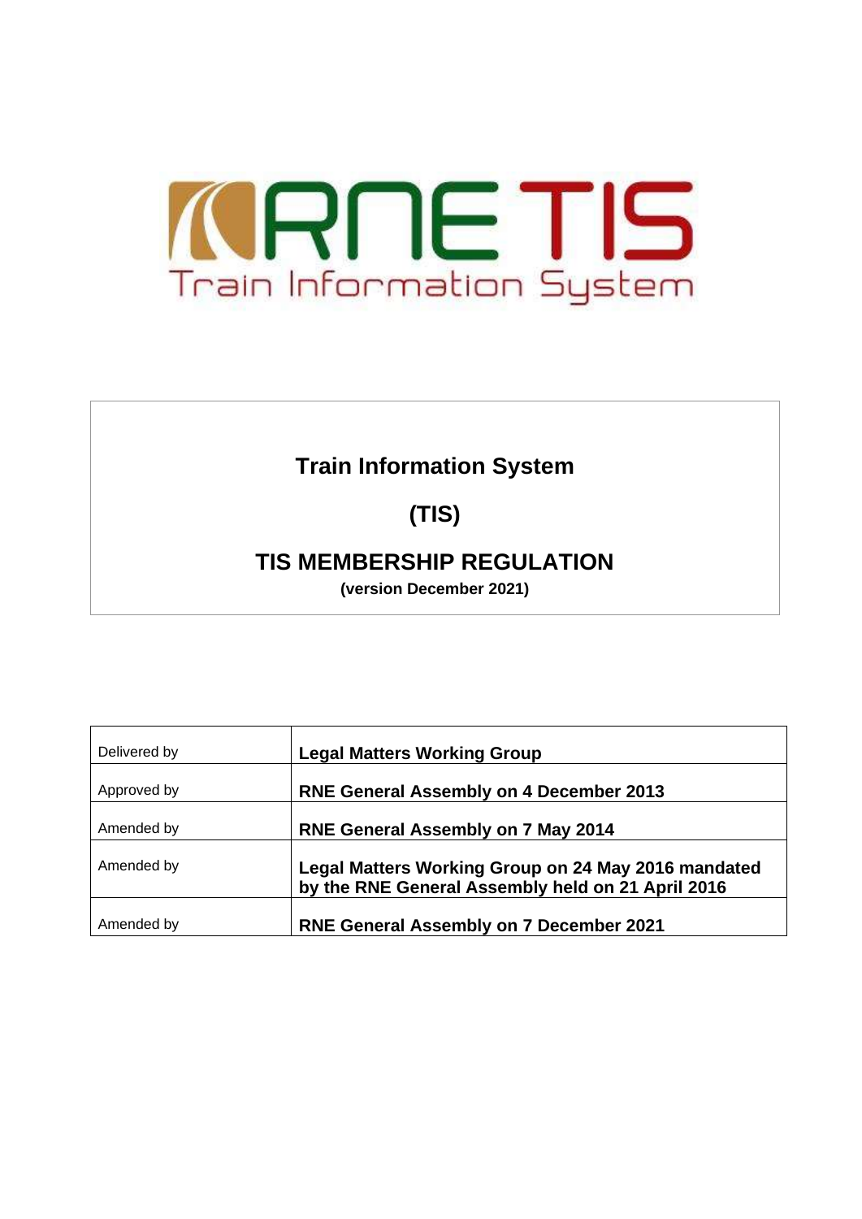RNE TIS

Train Information System

# Train Information System

# (TIS)

# TIS MEMBERSHIP REGULATION

**(version December 2021)**

| | |
|---|---|
| Delivered by | **Legal Matters Working Group** |
| Approved by | **RNE General Assembly on 4 December 2013** |
| Amended by | **RNE General Assembly on 7 May 2014** |
| Amended by | **Legal Matters Working Group on 24 May 2016 mandated by the RNE General Assembly held on 21 April 2016** |
| Amended by | **RNE General Assembly on 7 December 2021** |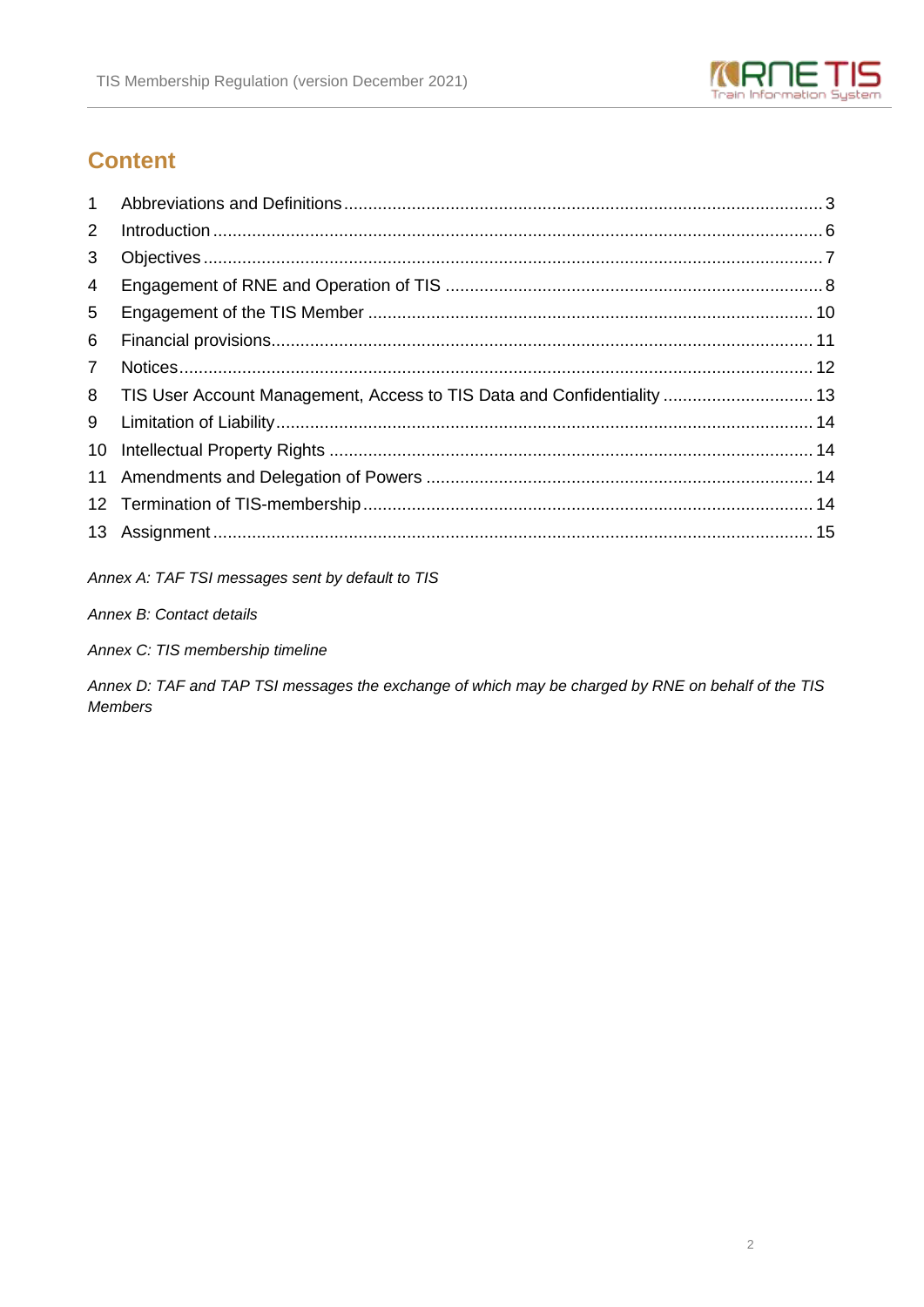## Content

| | | |
|---|---|---|
| 1 | Abbreviations and Definitions | 3 |
| 2 | Introduction | 6 |
| 3 | Objectives | 7 |
| 4 | Engagement of RNE and Operation of TIS | 8 |
| 5 | Engagement of the TIS Member | 10 |
| 6 | Financial provisions | 11 |
| 7 | Notices | 12 |
| 8 | TIS User Account Management, Access to TIS Data and Confidentiality | 13 |
| 9 | Limitation of Liability | 14 |
| 10 | Intellectual Property Rights | 14 |
| 11 | Amendments and Delegation of Powers | 14 |
| 12 | Termination of TIS-membership | 14 |
| 13 | Assignment | 15 |

*Annex A: TAF TSI messages sent by default to TIS*

*Annex B: Contact details*

*Annex C: TIS membership timeline*

*Annex D: TAF and TAP TSI messages the exchange of which may be charged by RNE on behalf of the TIS Members*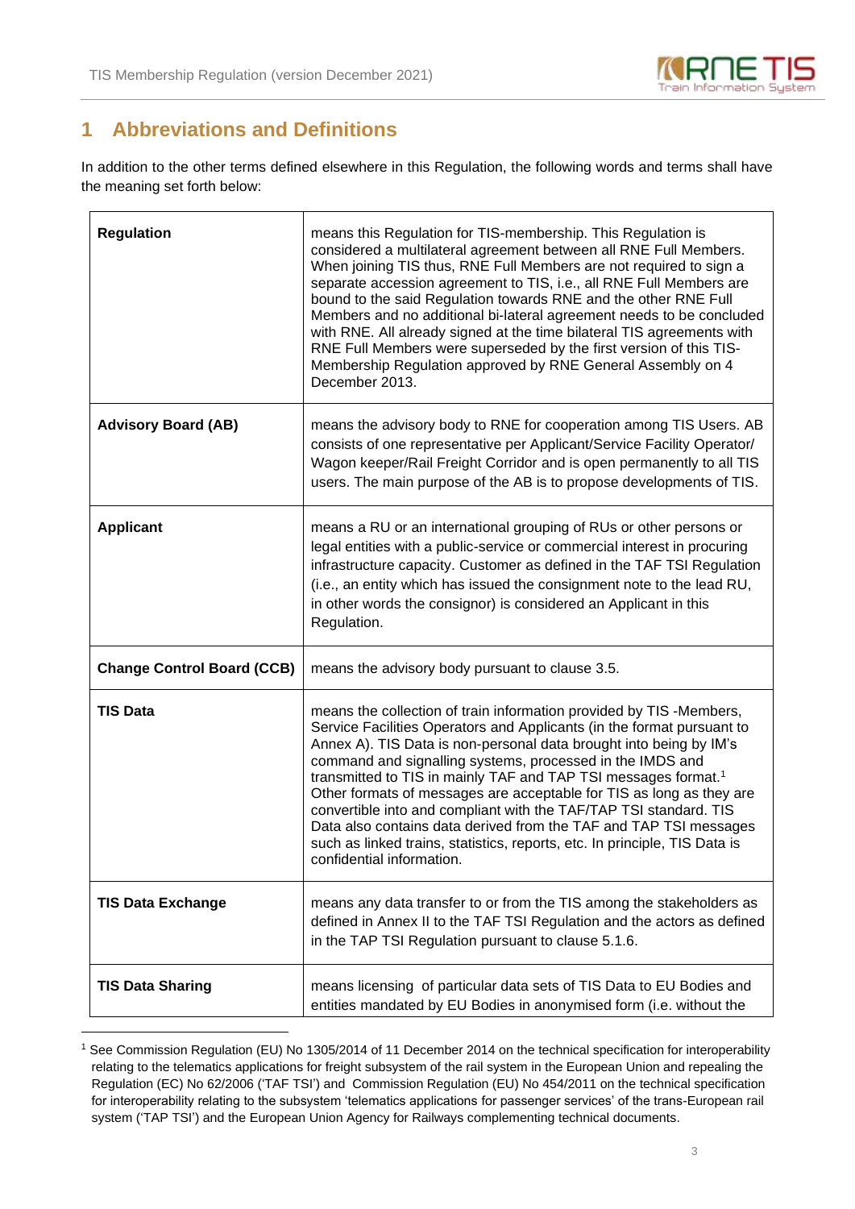## 1 Abbreviations and Definitions

In addition to the other terms defined elsewhere in this Regulation, the following words and terms shall have the meaning set forth below:

| | |
|---|---|
| **Regulation** | means this Regulation for TIS-membership. This Regulation is considered a multilateral agreement between all RNE Full Members. When joining TIS thus, RNE Full Members are not required to sign a separate accession agreement to TIS, i.e., all RNE Full Members are bound to the said Regulation towards RNE and the other RNE Full Members and no additional bi-lateral agreement needs to be concluded with RNE. All already signed at the time bilateral TIS agreements with RNE Full Members were superseded by the first version of this TIS-Membership Regulation approved by RNE General Assembly on 4 December 2013. |
| **Advisory Board (AB)** | means the advisory body to RNE for cooperation among TIS Users. AB consists of one representative per Applicant/Service Facility Operator/ Wagon keeper/Rail Freight Corridor and is open permanently to all TIS users. The main purpose of the AB is to propose developments of TIS. |
| **Applicant** | means a RU or an international grouping of RUs or other persons or legal entities with a public-service or commercial interest in procuring infrastructure capacity. Customer as defined in the TAF TSI Regulation (i.e., an entity which has issued the consignment note to the lead RU, in other words the consignor) is considered an Applicant in this Regulation. |
| **Change Control Board (CCB)** | means the advisory body pursuant to clause 3.5. |
| **TIS Data** | means the collection of train information provided by TIS -Members, Service Facilities Operators and Applicants (in the format pursuant to Annex A). TIS Data is non-personal data brought into being by IM's command and signalling systems, processed in the IMDS and transmitted to TIS in mainly TAF and TAP TSI messages format.[1] Other formats of messages are acceptable for TIS as long as they are convertible into and compliant with the TAF/TAP TSI standard. TIS Data also contains data derived from the TAF and TAP TSI messages such as linked trains, statistics, reports, etc. In principle, TIS Data is confidential information. |
| **TIS Data Exchange** | means any data transfer to or from the TIS among the stakeholders as defined in Annex II to the TAF TSI Regulation and the actors as defined in the TAP TSI Regulation pursuant to clause 5.1.6. |
| **TIS Data Sharing** | means licensing of particular data sets of TIS Data to EU Bodies and entities mandated by EU Bodies in anonymised form (i.e. without the |

[1] See Commission Regulation (EU) No 1305/2014 of 11 December 2014 on the technical specification for interoperability relating to the telematics applications for freight subsystem of the rail system in the European Union and repealing the Regulation (EC) No 62/2006 ('TAF TSI') and Commission Regulation (EU) No 454/2011 on the technical specification for interoperability relating to the subsystem 'telematics applications for passenger services' of the trans-European rail system ('TAP TSI') and the European Union Agency for Railways complementing technical documents.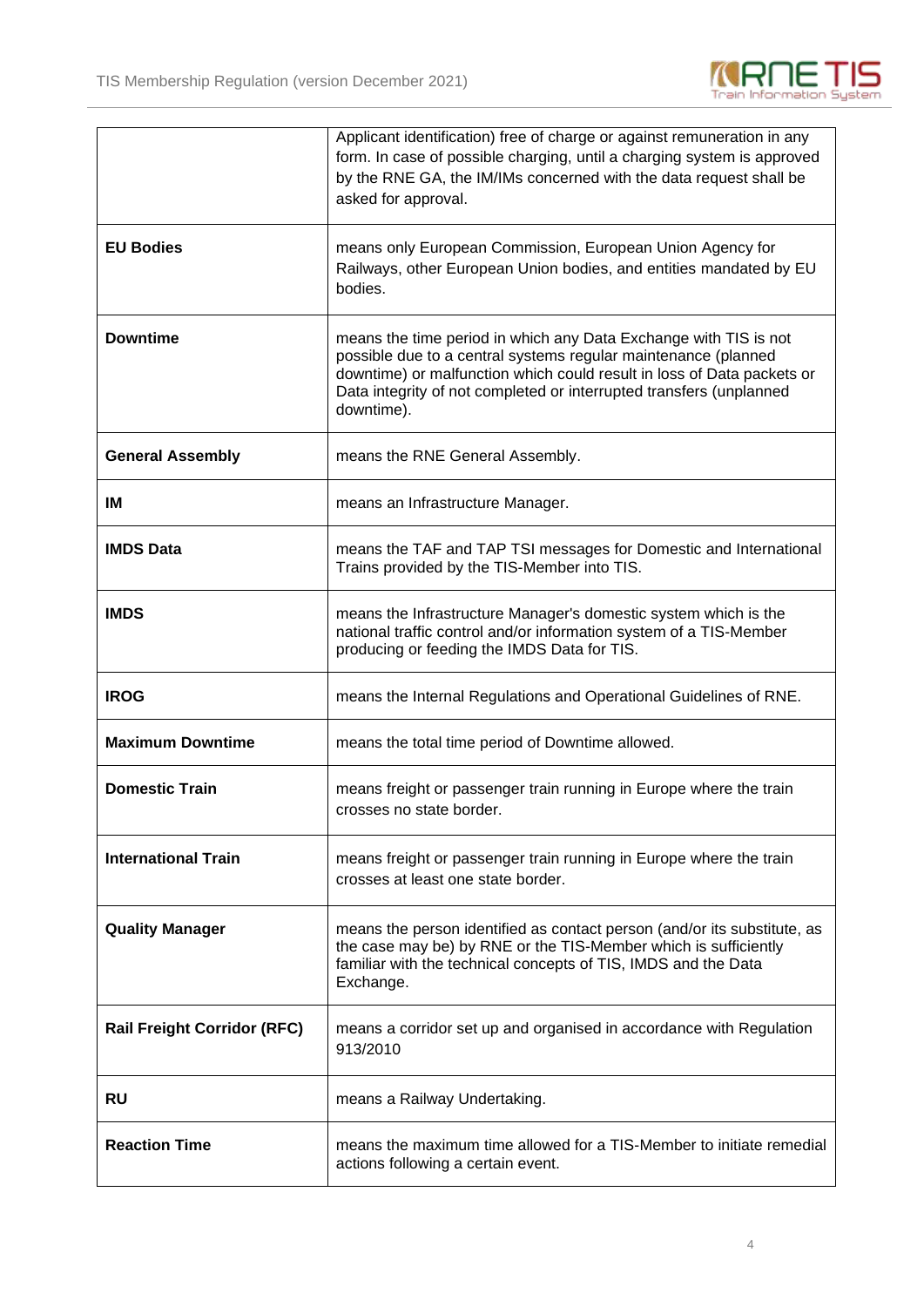| | |
|---|---|
| | Applicant identification) free of charge or against remuneration in any form. In case of possible charging, until a charging system is approved by the RNE GA, the IM/IMs concerned with the data request shall be asked for approval. |
| **EU Bodies** | means only European Commission, European Union Agency for Railways, other European Union bodies, and entities mandated by EU bodies. |
| **Downtime** | means the time period in which any Data Exchange with TIS is not possible due to a central systems regular maintenance (planned downtime) or malfunction which could result in loss of Data packets or Data integrity of not completed or interrupted transfers (unplanned downtime). |
| **General Assembly** | means the RNE General Assembly. |
| **IM** | means an Infrastructure Manager. |
| **IMDS Data** | means the TAF and TAP TSI messages for Domestic and International Trains provided by the TIS-Member into TIS. |
| **IMDS** | means the Infrastructure Manager's domestic system which is the national traffic control and/or information system of a TIS-Member producing or feeding the IMDS Data for TIS. |
| **IROG** | means the Internal Regulations and Operational Guidelines of RNE. |
| **Maximum Downtime** | means the total time period of Downtime allowed. |
| **Domestic Train** | means freight or passenger train running in Europe where the train crosses no state border. |
| **International Train** | means freight or passenger train running in Europe where the train crosses at least one state border. |
| **Quality Manager** | means the person identified as contact person (and/or its substitute, as the case may be) by RNE or the TIS-Member which is sufficiently familiar with the technical concepts of TIS, IMDS and the Data Exchange. |
| **Rail Freight Corridor (RFC)** | means a corridor set up and organised in accordance with Regulation 913/2010 |
| **RU** | means a Railway Undertaking. |
| **Reaction Time** | means the maximum time allowed for a TIS-Member to initiate remedial actions following a certain event. |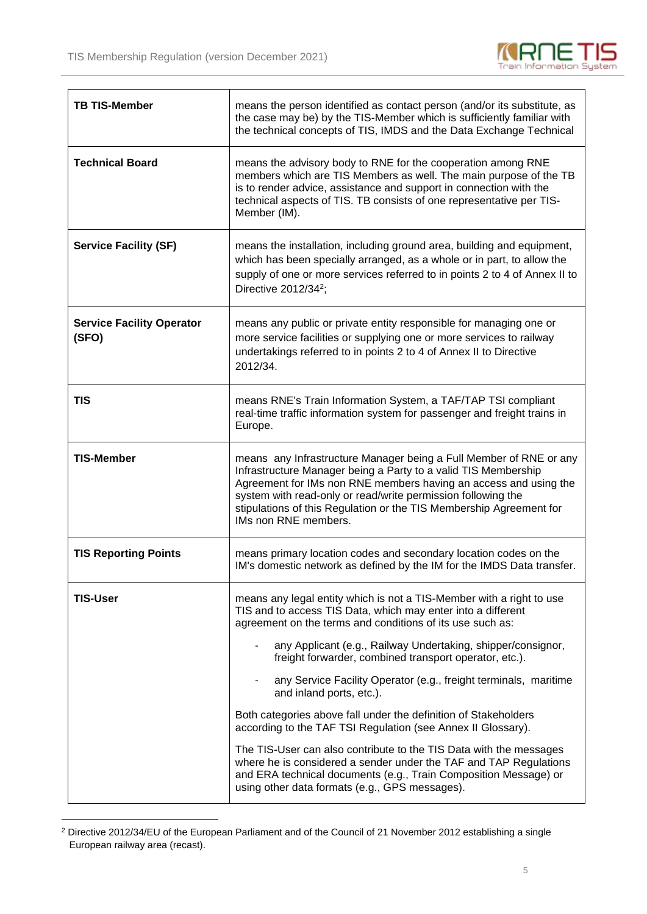| | |
|---|---|
| **TB TIS-Member** | means the person identified as contact person (and/or its substitute, as the case may be) by the TIS-Member which is sufficiently familiar with the technical concepts of TIS, IMDS and the Data Exchange Technical |
| **Technical Board** | means the advisory body to RNE for the cooperation among RNE members which are TIS Members as well. The main purpose of the TB is to render advice, assistance and support in connection with the technical aspects of TIS. TB consists of one representative per TIS-Member (IM). |
| **Service Facility (SF)** | means the installation, including ground area, building and equipment, which has been specially arranged, as a whole or in part, to allow the supply of one or more services referred to in points 2 to 4 of Annex II to Directive 2012/34[2]; |
| **Service Facility Operator (SFO)** | means any public or private entity responsible for managing one or more service facilities or supplying one or more services to railway undertakings referred to in points 2 to 4 of Annex II to Directive 2012/34. |
| **TIS** | means RNE's Train Information System, a TAF/TAP TSI compliant real-time traffic information system for passenger and freight trains in Europe. |
| **TIS-Member** | means any Infrastructure Manager being a Full Member of RNE or any Infrastructure Manager being a Party to a valid TIS Membership Agreement for IMs non RNE members having an access and using the system with read-only or read/write permission following the stipulations of this Regulation or the TIS Membership Agreement for IMs non RNE members. |
| **TIS Reporting Points** | means primary location codes and secondary location codes on the IM's domestic network as defined by the IM for the IMDS Data transfer. |
| **TIS-User** | means any legal entity which is not a TIS-Member with a right to use TIS and to access TIS Data, which may enter into a different agreement on the terms and conditions of its use such as:<br>- any Applicant (e.g., Railway Undertaking, shipper/consignor, freight forwarder, combined transport operator, etc.).<br>- any Service Facility Operator (e.g., freight terminals, maritime and inland ports, etc.).<br><br>Both categories above fall under the definition of Stakeholders according to the TAF TSI Regulation (see Annex II Glossary).<br><br>The TIS-User can also contribute to the TIS Data with the messages where he is considered a sender under the TAF and TAP Regulations and ERA technical documents (e.g., Train Composition Message) or using other data formats (e.g., GPS messages). |

[2] Directive 2012/34/EU of the European Parliament and of the Council of 21 November 2012 establishing a single European railway area (recast).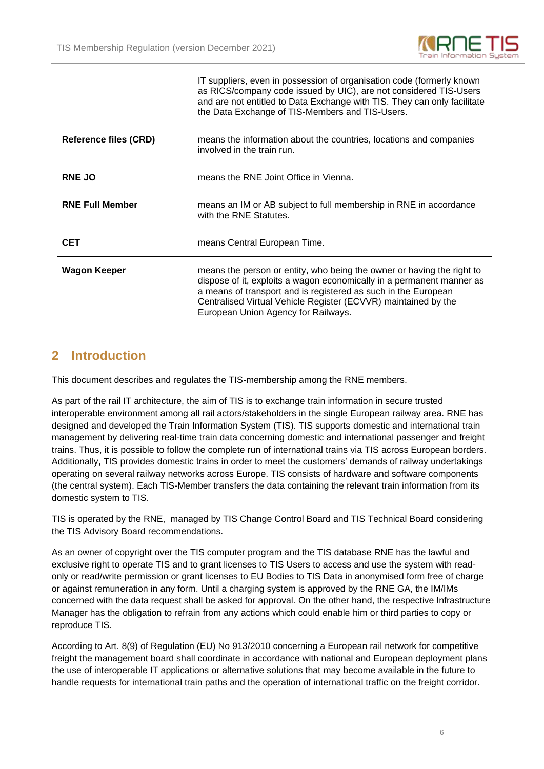| | |
|---|---|
| | IT suppliers, even in possession of organisation code (formerly known as RICS/company code issued by UIC), are not considered TIS-Users and are not entitled to Data Exchange with TIS. They can only facilitate the Data Exchange of TIS-Members and TIS-Users. |
| **Reference files (CRD)** | means the information about the countries, locations and companies involved in the train run. |
| **RNE JO** | means the RNE Joint Office in Vienna. |
| **RNE Full Member** | means an IM or AB subject to full membership in RNE in accordance with the RNE Statutes. |
| **CET** | means Central European Time. |
| **Wagon Keeper** | means the person or entity, who being the owner or having the right to dispose of it, exploits a wagon economically in a permanent manner as a means of transport and is registered as such in the European Centralised Virtual Vehicle Register (ECVVR) maintained by the European Union Agency for Railways. |

## 2 Introduction

This document describes and regulates the TIS-membership among the RNE members.

As part of the rail IT architecture, the aim of TIS is to exchange train information in secure trusted interoperable environment among all rail actors/stakeholders in the single European railway area. RNE has designed and developed the Train Information System (TIS). TIS supports domestic and international train management by delivering real-time train data concerning domestic and international passenger and freight trains. Thus, it is possible to follow the complete run of international trains via TIS across European borders. Additionally, TIS provides domestic trains in order to meet the customers' demands of railway undertakings operating on several railway networks across Europe. TIS consists of hardware and software components (the central system). Each TIS-Member transfers the data containing the relevant train information from its domestic system to TIS.

TIS is operated by the RNE, managed by TIS Change Control Board and TIS Technical Board considering the TIS Advisory Board recommendations.

As an owner of copyright over the TIS computer program and the TIS database RNE has the lawful and exclusive right to operate TIS and to grant licenses to TIS Users to access and use the system with read-only or read/write permission or grant licenses to EU Bodies to TIS Data in anonymised form free of charge or against remuneration in any form. Until a charging system is approved by the RNE GA, the IM/IMs concerned with the data request shall be asked for approval. On the other hand, the respective Infrastructure Manager has the obligation to refrain from any actions which could enable him or third parties to copy or reproduce TIS.

According to Art. 8(9) of Regulation (EU) No 913/2010 concerning a European rail network for competitive freight the management board shall coordinate in accordance with national and European deployment plans the use of interoperable IT applications or alternative solutions that may become available in the future to handle requests for international train paths and the operation of international traffic on the freight corridor.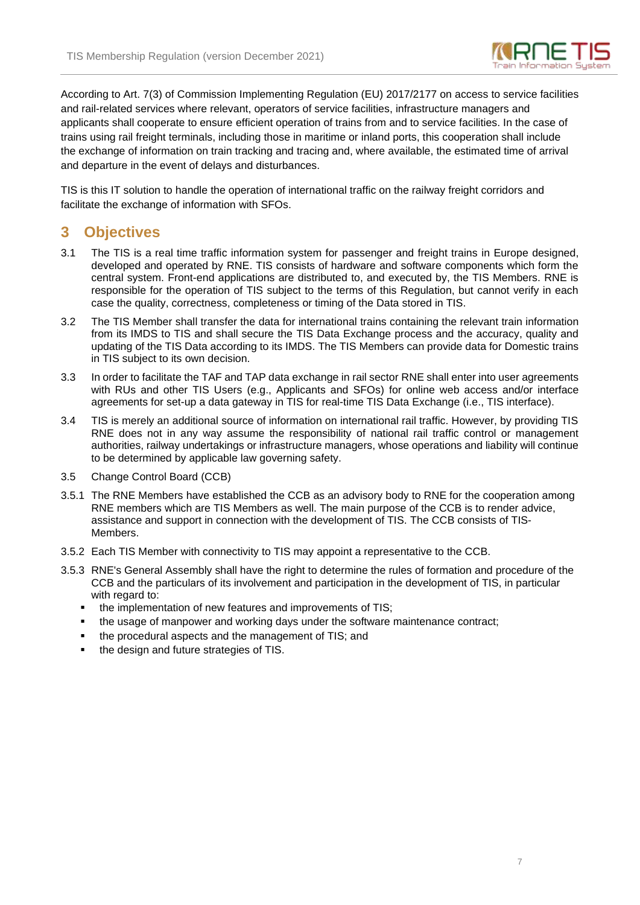According to Art. 7(3) of Commission Implementing Regulation (EU) 2017/2177 on access to service facilities and rail-related services where relevant, operators of service facilities, infrastructure managers and applicants shall cooperate to ensure efficient operation of trains from and to service facilities. In the case of trains using rail freight terminals, including those in maritime or inland ports, this cooperation shall include the exchange of information on train tracking and tracing and, where available, the estimated time of arrival and departure in the event of delays and disturbances.

TIS is this IT solution to handle the operation of international traffic on the railway freight corridors and facilitate the exchange of information with SFOs.

# 3 Objectives

3.1 The TIS is a real time traffic information system for passenger and freight trains in Europe designed, developed and operated by RNE. TIS consists of hardware and software components which form the central system. Front-end applications are distributed to, and executed by, the TIS Members. RNE is responsible for the operation of TIS subject to the terms of this Regulation, but cannot verify in each case the quality, correctness, completeness or timing of the Data stored in TIS.

3.2 The TIS Member shall transfer the data for international trains containing the relevant train information from its IMDS to TIS and shall secure the TIS Data Exchange process and the accuracy, quality and updating of the TIS Data according to its IMDS. The TIS Members can provide data for Domestic trains in TIS subject to its own decision.

3.3 In order to facilitate the TAF and TAP data exchange in rail sector RNE shall enter into user agreements with RUs and other TIS Users (e.g., Applicants and SFOs) for online web access and/or interface agreements for set-up a data gateway in TIS for real-time TIS Data Exchange (i.e., TIS interface).

3.4 TIS is merely an additional source of information on international rail traffic. However, by providing TIS RNE does not in any way assume the responsibility of national rail traffic control or management authorities, railway undertakings or infrastructure managers, whose operations and liability will continue to be determined by applicable law governing safety.

3.5 Change Control Board (CCB)

3.5.1 The RNE Members have established the CCB as an advisory body to RNE for the cooperation among RNE members which are TIS Members as well. The main purpose of the CCB is to render advice, assistance and support in connection with the development of TIS. The CCB consists of TIS-Members.

3.5.2 Each TIS Member with connectivity to TIS may appoint a representative to the CCB.

3.5.3 RNE's General Assembly shall have the right to determine the rules of formation and procedure of the CCB and the particulars of its involvement and participation in the development of TIS, in particular with regard to:

- the implementation of new features and improvements of TIS;
- the usage of manpower and working days under the software maintenance contract;
- the procedural aspects and the management of TIS; and
- the design and future strategies of TIS.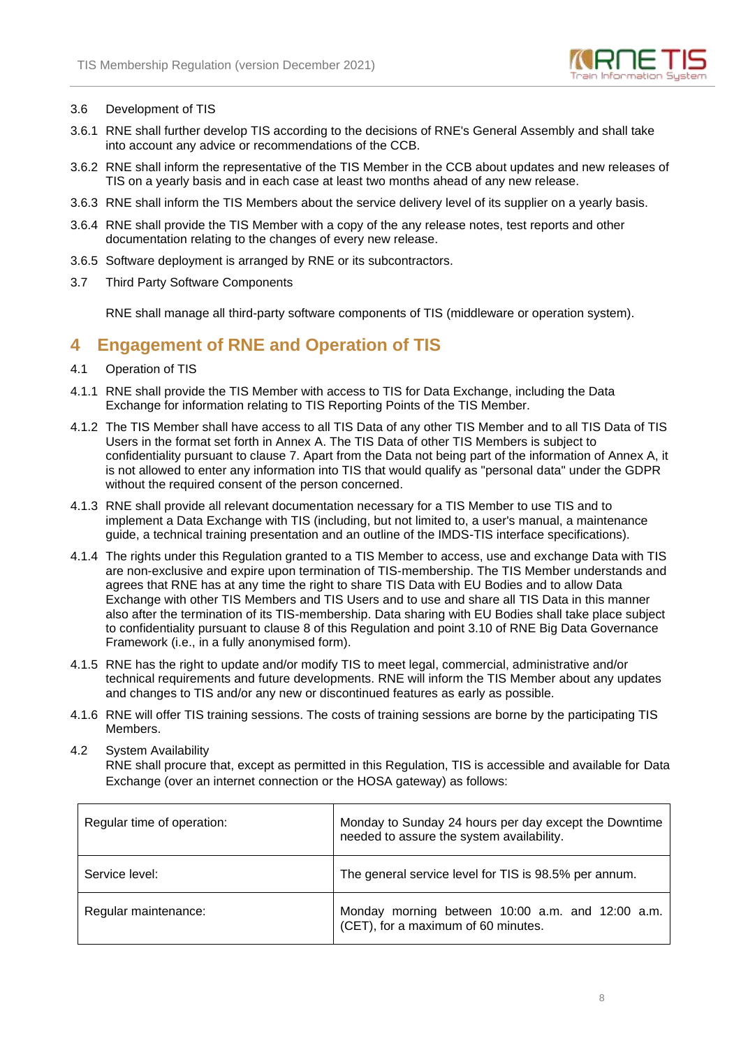3.6 Development of TIS

3.6.1 RNE shall further develop TIS according to the decisions of RNE's General Assembly and shall take into account any advice or recommendations of the CCB.

3.6.2 RNE shall inform the representative of the TIS Member in the CCB about updates and new releases of TIS on a yearly basis and in each case at least two months ahead of any new release.

3.6.3 RNE shall inform the TIS Members about the service delivery level of its supplier on a yearly basis.

3.6.4 RNE shall provide the TIS Member with a copy of the any release notes, test reports and other documentation relating to the changes of every new release.

3.6.5 Software deployment is arranged by RNE or its subcontractors.

3.7 Third Party Software Components

RNE shall manage all third-party software components of TIS (middleware or operation system).

# 4 Engagement of RNE and Operation of TIS

4.1 Operation of TIS

4.1.1 RNE shall provide the TIS Member with access to TIS for Data Exchange, including the Data Exchange for information relating to TIS Reporting Points of the TIS Member.

4.1.2 The TIS Member shall have access to all TIS Data of any other TIS Member and to all TIS Data of TIS Users in the format set forth in Annex A. The TIS Data of other TIS Members is subject to confidentiality pursuant to clause 7. Apart from the Data not being part of the information of Annex A, it is not allowed to enter any information into TIS that would qualify as "personal data" under the GDPR without the required consent of the person concerned.

4.1.3 RNE shall provide all relevant documentation necessary for a TIS Member to use TIS and to implement a Data Exchange with TIS (including, but not limited to, a user's manual, a maintenance guide, a technical training presentation and an outline of the IMDS-TIS interface specifications).

4.1.4 The rights under this Regulation granted to a TIS Member to access, use and exchange Data with TIS are non-exclusive and expire upon termination of TIS-membership. The TIS Member understands and agrees that RNE has at any time the right to share TIS Data with EU Bodies and to allow Data Exchange with other TIS Members and TIS Users and to use and share all TIS Data in this manner also after the termination of its TIS-membership. Data sharing with EU Bodies shall take place subject to confidentiality pursuant to clause 8 of this Regulation and point 3.10 of RNE Big Data Governance Framework (i.e., in a fully anonymised form).

4.1.5 RNE has the right to update and/or modify TIS to meet legal, commercial, administrative and/or technical requirements and future developments. RNE will inform the TIS Member about any updates and changes to TIS and/or any new or discontinued features as early as possible.

4.1.6 RNE will offer TIS training sessions. The costs of training sessions are borne by the participating TIS Members.

4.2 System Availability

RNE shall procure that, except as permitted in this Regulation, TIS is accessible and available for Data Exchange (over an internet connection or the HOSA gateway) as follows:

| | |
|---|---|
| Regular time of operation: | Monday to Sunday 24 hours per day except the Downtime needed to assure the system availability. |
| Service level: | The general service level for TIS is 98.5% per annum. |
| Regular maintenance: | Monday morning between 10:00 a.m. and 12:00 a.m. (CET), for a maximum of 60 minutes. |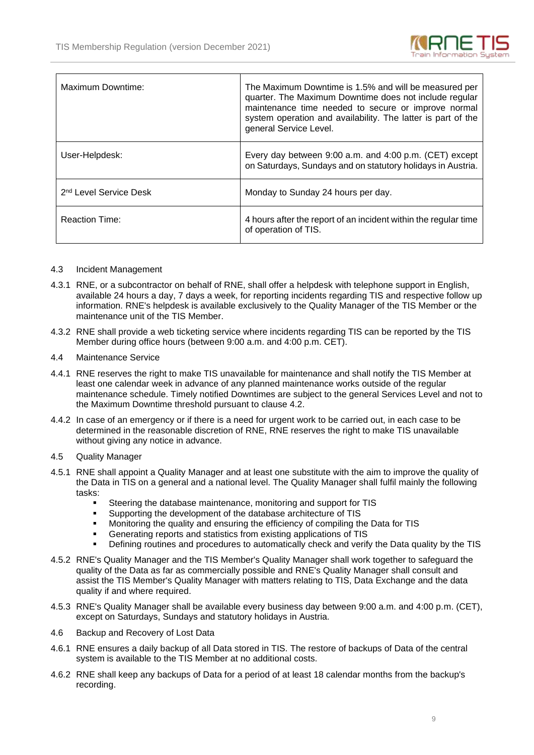| | |
|---|---|
| Maximum Downtime: | The Maximum Downtime is 1.5% and will be measured per quarter. The Maximum Downtime does not include regular maintenance time needed to secure or improve normal system operation and availability. The latter is part of the general Service Level. |
| User-Helpdesk: | Every day between 9:00 a.m. and 4:00 p.m. (CET) except on Saturdays, Sundays and on statutory holidays in Austria. |
| 2nd Level Service Desk | Monday to Sunday 24 hours per day. |
| Reaction Time: | 4 hours after the report of an incident within the regular time of operation of TIS. |

4.3 Incident Management

4.3.1 RNE, or a subcontractor on behalf of RNE, shall offer a helpdesk with telephone support in English, available 24 hours a day, 7 days a week, for reporting incidents regarding TIS and respective follow up information. RNE's helpdesk is available exclusively to the Quality Manager of the TIS Member or the maintenance unit of the TIS Member.

4.3.2 RNE shall provide a web ticketing service where incidents regarding TIS can be reported by the TIS Member during office hours (between 9:00 a.m. and 4:00 p.m. CET).

4.4 Maintenance Service

4.4.1 RNE reserves the right to make TIS unavailable for maintenance and shall notify the TIS Member at least one calendar week in advance of any planned maintenance works outside of the regular maintenance schedule. Timely notified Downtimes are subject to the general Services Level and not to the Maximum Downtime threshold pursuant to clause 4.2.

4.4.2 In case of an emergency or if there is a need for urgent work to be carried out, in each case to be determined in the reasonable discretion of RNE, RNE reserves the right to make TIS unavailable without giving any notice in advance.

4.5 Quality Manager

4.5.1 RNE shall appoint a Quality Manager and at least one substitute with the aim to improve the quality of the Data in TIS on a general and a national level. The Quality Manager shall fulfil mainly the following tasks:

- Steering the database maintenance, monitoring and support for TIS
- Supporting the development of the database architecture of TIS
- Monitoring the quality and ensuring the efficiency of compiling the Data for TIS
- Generating reports and statistics from existing applications of TIS
- Defining routines and procedures to automatically check and verify the Data quality by the TIS

4.5.2 RNE's Quality Manager and the TIS Member's Quality Manager shall work together to safeguard the quality of the Data as far as commercially possible and RNE's Quality Manager shall consult and assist the TIS Member's Quality Manager with matters relating to TIS, Data Exchange and the data quality if and where required.

4.5.3 RNE's Quality Manager shall be available every business day between 9:00 a.m. and 4:00 p.m. (CET), except on Saturdays, Sundays and statutory holidays in Austria.

4.6 Backup and Recovery of Lost Data

4.6.1 RNE ensures a daily backup of all Data stored in TIS. The restore of backups of Data of the central system is available to the TIS Member at no additional costs.

4.6.2 RNE shall keep any backups of Data for a period of at least 18 calendar months from the backup's recording.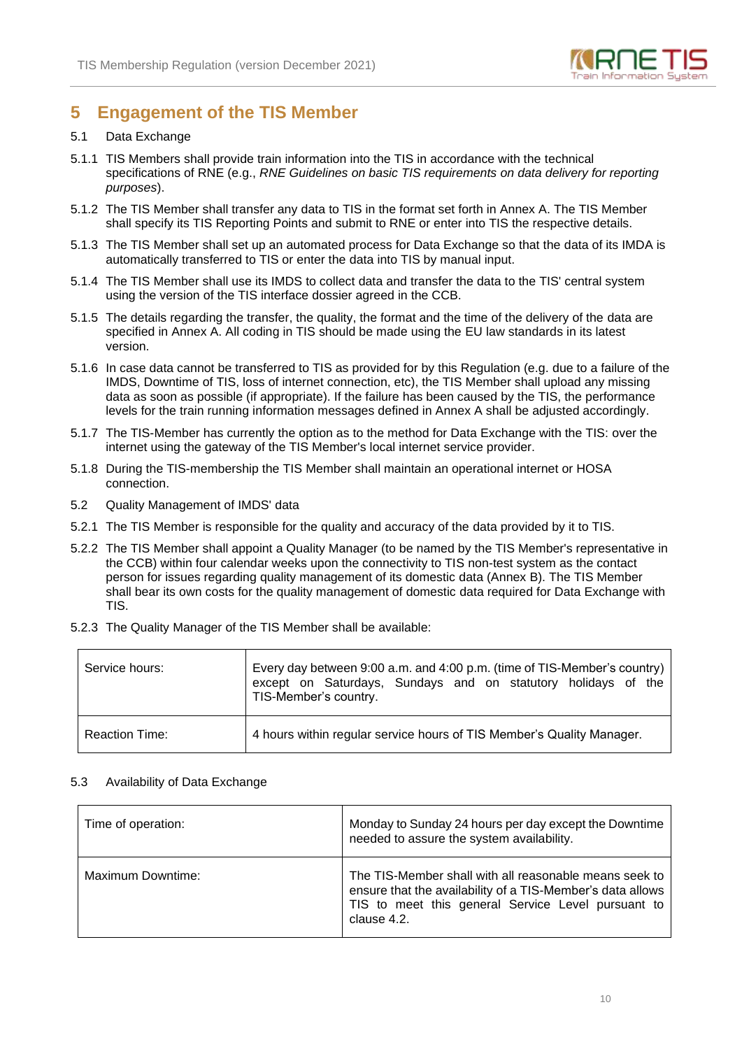# 5 Engagement of the TIS Member

## 5.1 Data Exchange

5.1.1 TIS Members shall provide train information into the TIS in accordance with the technical specifications of RNE (e.g., *RNE Guidelines on basic TIS requirements on data delivery for reporting purposes*).

5.1.2 The TIS Member shall transfer any data to TIS in the format set forth in Annex A. The TIS Member shall specify its TIS Reporting Points and submit to RNE or enter into TIS the respective details.

5.1.3 The TIS Member shall set up an automated process for Data Exchange so that the data of its IMDA is automatically transferred to TIS or enter the data into TIS by manual input.

5.1.4 The TIS Member shall use its IMDS to collect data and transfer the data to the TIS' central system using the version of the TIS interface dossier agreed in the CCB.

5.1.5 The details regarding the transfer, the quality, the format and the time of the delivery of the data are specified in Annex A. All coding in TIS should be made using the EU law standards in its latest version.

5.1.6 In case data cannot be transferred to TIS as provided for by this Regulation (e.g. due to a failure of the IMDS, Downtime of TIS, loss of internet connection, etc), the TIS Member shall upload any missing data as soon as possible (if appropriate). If the failure has been caused by the TIS, the performance levels for the train running information messages defined in Annex A shall be adjusted accordingly.

5.1.7 The TIS-Member has currently the option as to the method for Data Exchange with the TIS: over the internet using the gateway of the TIS Member's local internet service provider.

5.1.8 During the TIS-membership the TIS Member shall maintain an operational internet or HOSA connection.

## 5.2 Quality Management of IMDS' data

5.2.1 The TIS Member is responsible for the quality and accuracy of the data provided by it to TIS.

5.2.2 The TIS Member shall appoint a Quality Manager (to be named by the TIS Member's representative in the CCB) within four calendar weeks upon the connectivity to TIS non-test system as the contact person for issues regarding quality management of its domestic data (Annex B). The TIS Member shall bear its own costs for the quality management of domestic data required for Data Exchange with TIS.

5.2.3 The Quality Manager of the TIS Member shall be available:

| | |
|---|---|
| Service hours: | Every day between 9:00 a.m. and 4:00 p.m. (time of TIS-Member's country) except on Saturdays, Sundays and on statutory holidays of the TIS-Member's country. |
| Reaction Time: | 4 hours within regular service hours of TIS Member's Quality Manager. |

## 5.3 Availability of Data Exchange

| | |
|---|---|
| Time of operation: | Monday to Sunday 24 hours per day except the Downtime needed to assure the system availability. |
| Maximum Downtime: | The TIS-Member shall with all reasonable means seek to ensure that the availability of a TIS-Member's data allows TIS to meet this general Service Level pursuant to clause 4.2. |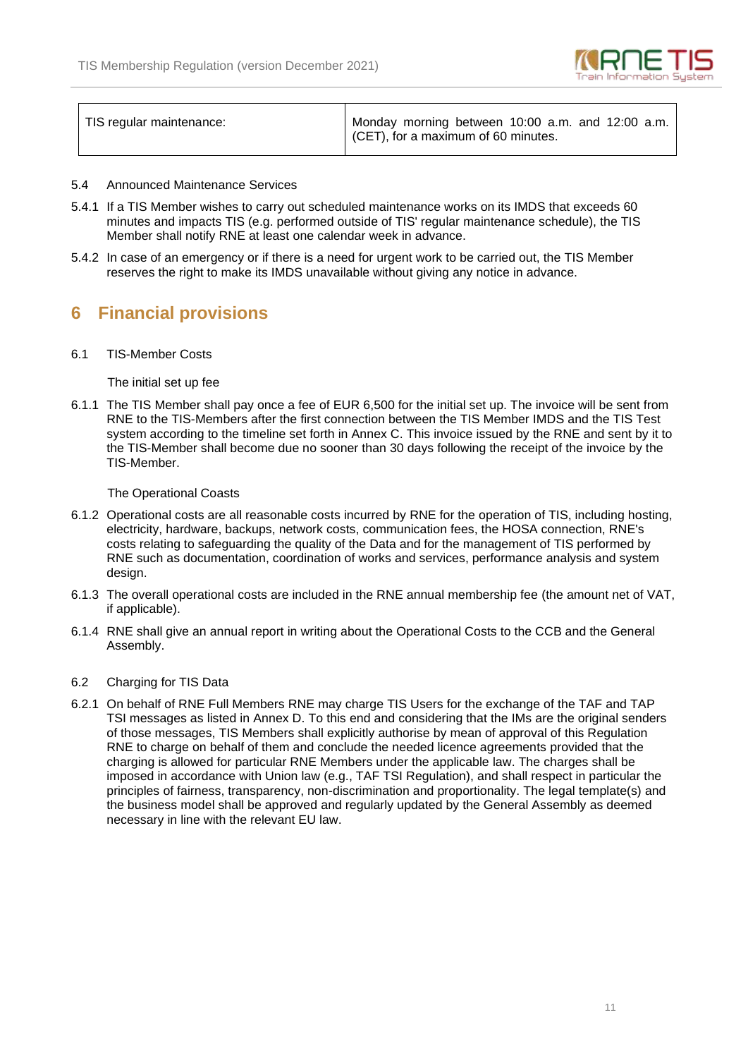| TIS regular maintenance: | Monday morning between 10:00 a.m. and 12:00 a.m. (CET), for a maximum of 60 minutes. |
|---|---|

5.4 Announced Maintenance Services

5.4.1 If a TIS Member wishes to carry out scheduled maintenance works on its IMDS that exceeds 60 minutes and impacts TIS (e.g. performed outside of TIS' regular maintenance schedule), the TIS Member shall notify RNE at least one calendar week in advance.

5.4.2 In case of an emergency or if there is a need for urgent work to be carried out, the TIS Member reserves the right to make its IMDS unavailable without giving any notice in advance.

# 6 Financial provisions

6.1 TIS-Member Costs

The initial set up fee

6.1.1 The TIS Member shall pay once a fee of EUR 6,500 for the initial set up. The invoice will be sent from RNE to the TIS-Members after the first connection between the TIS Member IMDS and the TIS Test system according to the timeline set forth in Annex C. This invoice issued by the RNE and sent by it to the TIS-Member shall become due no sooner than 30 days following the receipt of the invoice by the TIS-Member.

The Operational Coasts

6.1.2 Operational costs are all reasonable costs incurred by RNE for the operation of TIS, including hosting, electricity, hardware, backups, network costs, communication fees, the HOSA connection, RNE's costs relating to safeguarding the quality of the Data and for the management of TIS performed by RNE such as documentation, coordination of works and services, performance analysis and system design.

6.1.3 The overall operational costs are included in the RNE annual membership fee (the amount net of VAT, if applicable).

6.1.4 RNE shall give an annual report in writing about the Operational Costs to the CCB and the General Assembly.

6.2 Charging for TIS Data

6.2.1 On behalf of RNE Full Members RNE may charge TIS Users for the exchange of the TAF and TAP TSI messages as listed in Annex D. To this end and considering that the IMs are the original senders of those messages, TIS Members shall explicitly authorise by mean of approval of this Regulation RNE to charge on behalf of them and conclude the needed licence agreements provided that the charging is allowed for particular RNE Members under the applicable law. The charges shall be imposed in accordance with Union law (e.g., TAF TSI Regulation), and shall respect in particular the principles of fairness, transparency, non-discrimination and proportionality. The legal template(s) and the business model shall be approved and regularly updated by the General Assembly as deemed necessary in line with the relevant EU law.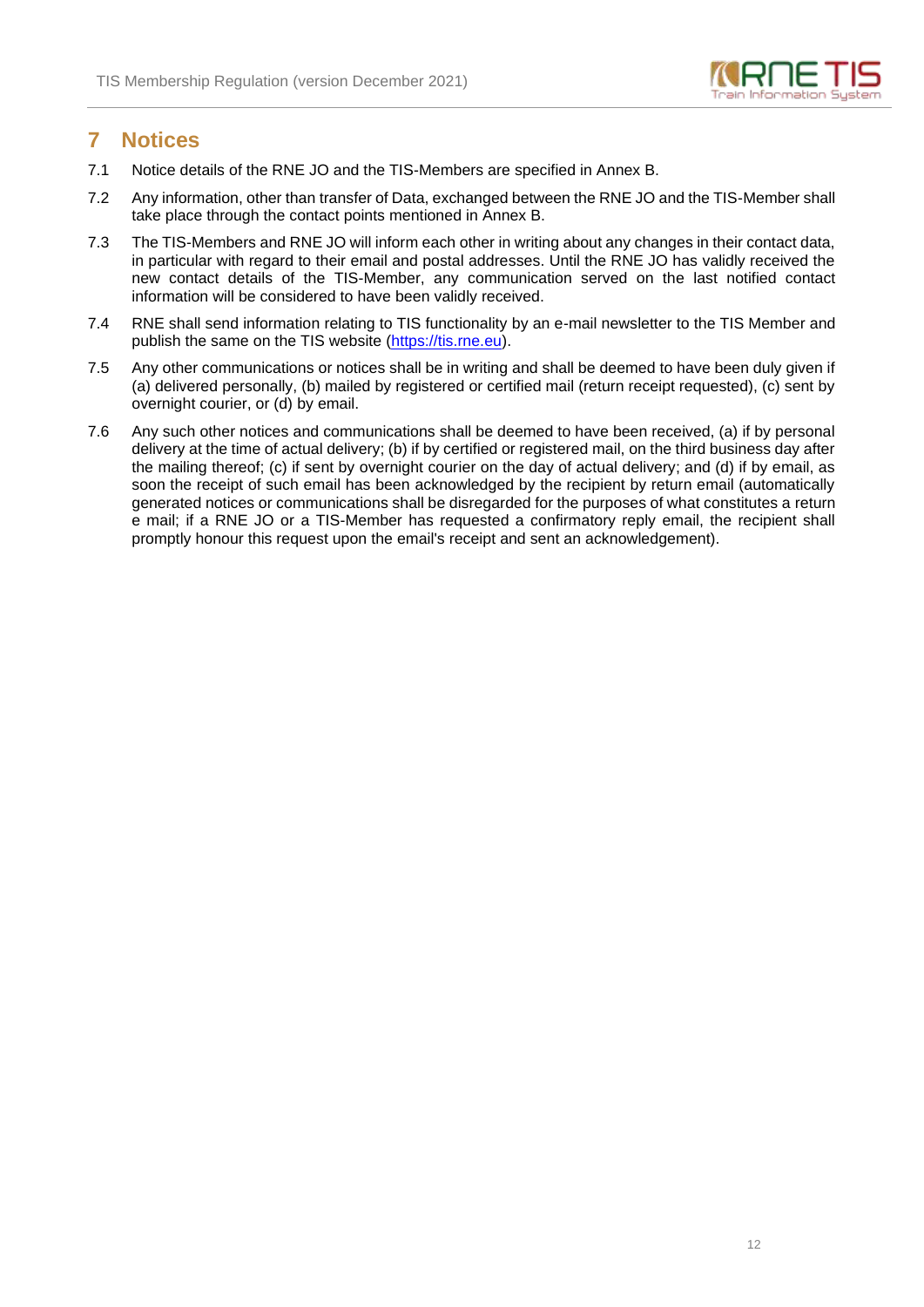# 7 Notices

7.1 Notice details of the RNE JO and the TIS-Members are specified in Annex B.

7.2 Any information, other than transfer of Data, exchanged between the RNE JO and the TIS-Member shall take place through the contact points mentioned in Annex B.

7.3 The TIS-Members and RNE JO will inform each other in writing about any changes in their contact data, in particular with regard to their email and postal addresses. Until the RNE JO has validly received the new contact details of the TIS-Member, any communication served on the last notified contact information will be considered to have been validly received.

7.4 RNE shall send information relating to TIS functionality by an e-mail newsletter to the TIS Member and publish the same on the TIS website (https://tis.rne.eu).

7.5 Any other communications or notices shall be in writing and shall be deemed to have been duly given if (a) delivered personally, (b) mailed by registered or certified mail (return receipt requested), (c) sent by overnight courier, or (d) by email.

7.6 Any such other notices and communications shall be deemed to have been received, (a) if by personal delivery at the time of actual delivery; (b) if by certified or registered mail, on the third business day after the mailing thereof; (c) if sent by overnight courier on the day of actual delivery; and (d) if by email, as soon the receipt of such email has been acknowledged by the recipient by return email (automatically generated notices or communications shall be disregarded for the purposes of what constitutes a return e mail; if a RNE JO or a TIS-Member has requested a confirmatory reply email, the recipient shall promptly honour this request upon the email's receipt and sent an acknowledgement).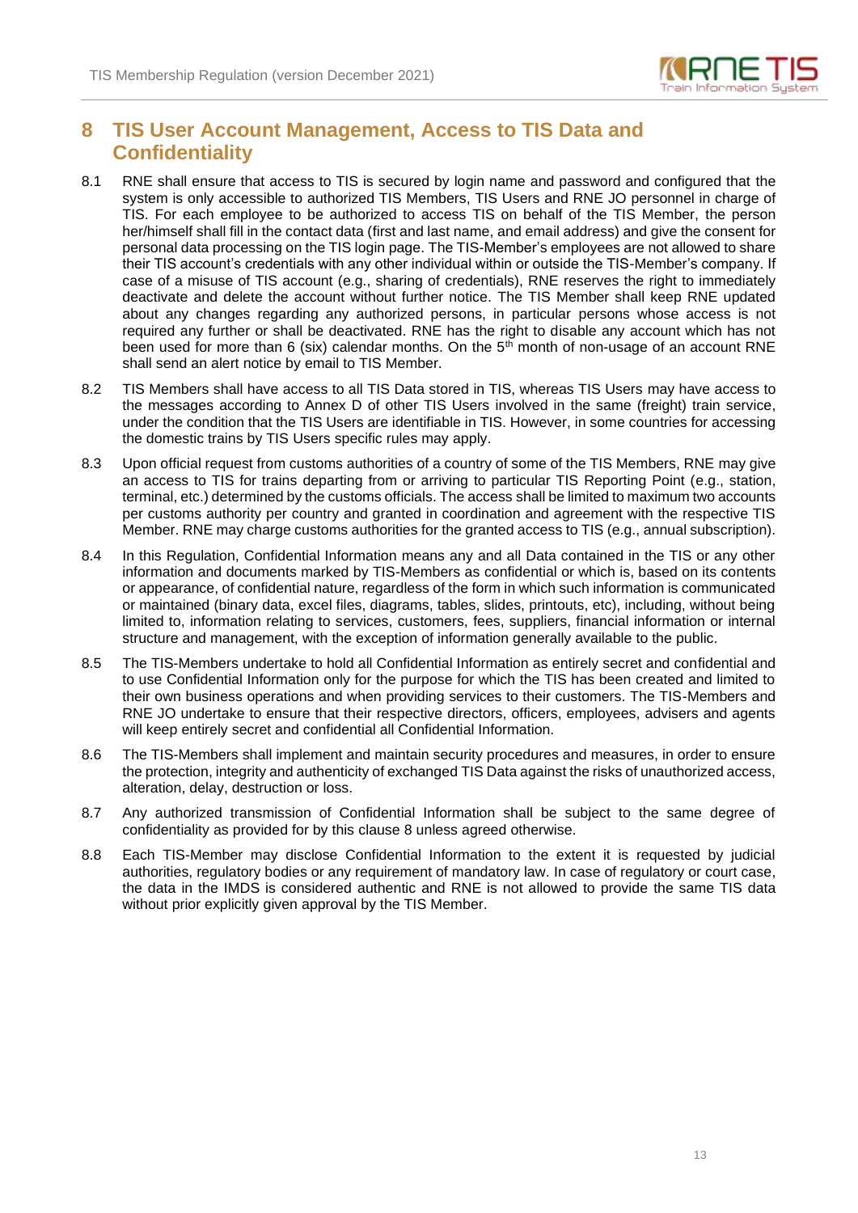# 8 TIS User Account Management, Access to TIS Data and Confidentiality

8.1 RNE shall ensure that access to TIS is secured by login name and password and configured that the system is only accessible to authorized TIS Members, TIS Users and RNE JO personnel in charge of TIS. For each employee to be authorized to access TIS on behalf of the TIS Member, the person her/himself shall fill in the contact data (first and last name, and email address) and give the consent for personal data processing on the TIS login page. The TIS-Member's employees are not allowed to share their TIS account's credentials with any other individual within or outside the TIS-Member's company. If case of a misuse of TIS account (e.g., sharing of credentials), RNE reserves the right to immediately deactivate and delete the account without further notice. The TIS Member shall keep RNE updated about any changes regarding any authorized persons, in particular persons whose access is not required any further or shall be deactivated. RNE has the right to disable any account which has not been used for more than 6 (six) calendar months. On the 5th month of non-usage of an account RNE shall send an alert notice by email to TIS Member.

8.2 TIS Members shall have access to all TIS Data stored in TIS, whereas TIS Users may have access to the messages according to Annex D of other TIS Users involved in the same (freight) train service, under the condition that the TIS Users are identifiable in TIS. However, in some countries for accessing the domestic trains by TIS Users specific rules may apply.

8.3 Upon official request from customs authorities of a country of some of the TIS Members, RNE may give an access to TIS for trains departing from or arriving to particular TIS Reporting Point (e.g., station, terminal, etc.) determined by the customs officials. The access shall be limited to maximum two accounts per customs authority per country and granted in coordination and agreement with the respective TIS Member. RNE may charge customs authorities for the granted access to TIS (e.g., annual subscription).

8.4 In this Regulation, Confidential Information means any and all Data contained in the TIS or any other information and documents marked by TIS-Members as confidential or which is, based on its contents or appearance, of confidential nature, regardless of the form in which such information is communicated or maintained (binary data, excel files, diagrams, tables, slides, printouts, etc), including, without being limited to, information relating to services, customers, fees, suppliers, financial information or internal structure and management, with the exception of information generally available to the public.

8.5 The TIS-Members undertake to hold all Confidential Information as entirely secret and confidential and to use Confidential Information only for the purpose for which the TIS has been created and limited to their own business operations and when providing services to their customers. The TIS-Members and RNE JO undertake to ensure that their respective directors, officers, employees, advisers and agents will keep entirely secret and confidential all Confidential Information.

8.6 The TIS-Members shall implement and maintain security procedures and measures, in order to ensure the protection, integrity and authenticity of exchanged TIS Data against the risks of unauthorized access, alteration, delay, destruction or loss.

8.7 Any authorized transmission of Confidential Information shall be subject to the same degree of confidentiality as provided for by this clause 8 unless agreed otherwise.

8.8 Each TIS-Member may disclose Confidential Information to the extent it is requested by judicial authorities, regulatory bodies or any requirement of mandatory law. In case of regulatory or court case, the data in the IMDS is considered authentic and RNE is not allowed to provide the same TIS data without prior explicitly given approval by the TIS Member.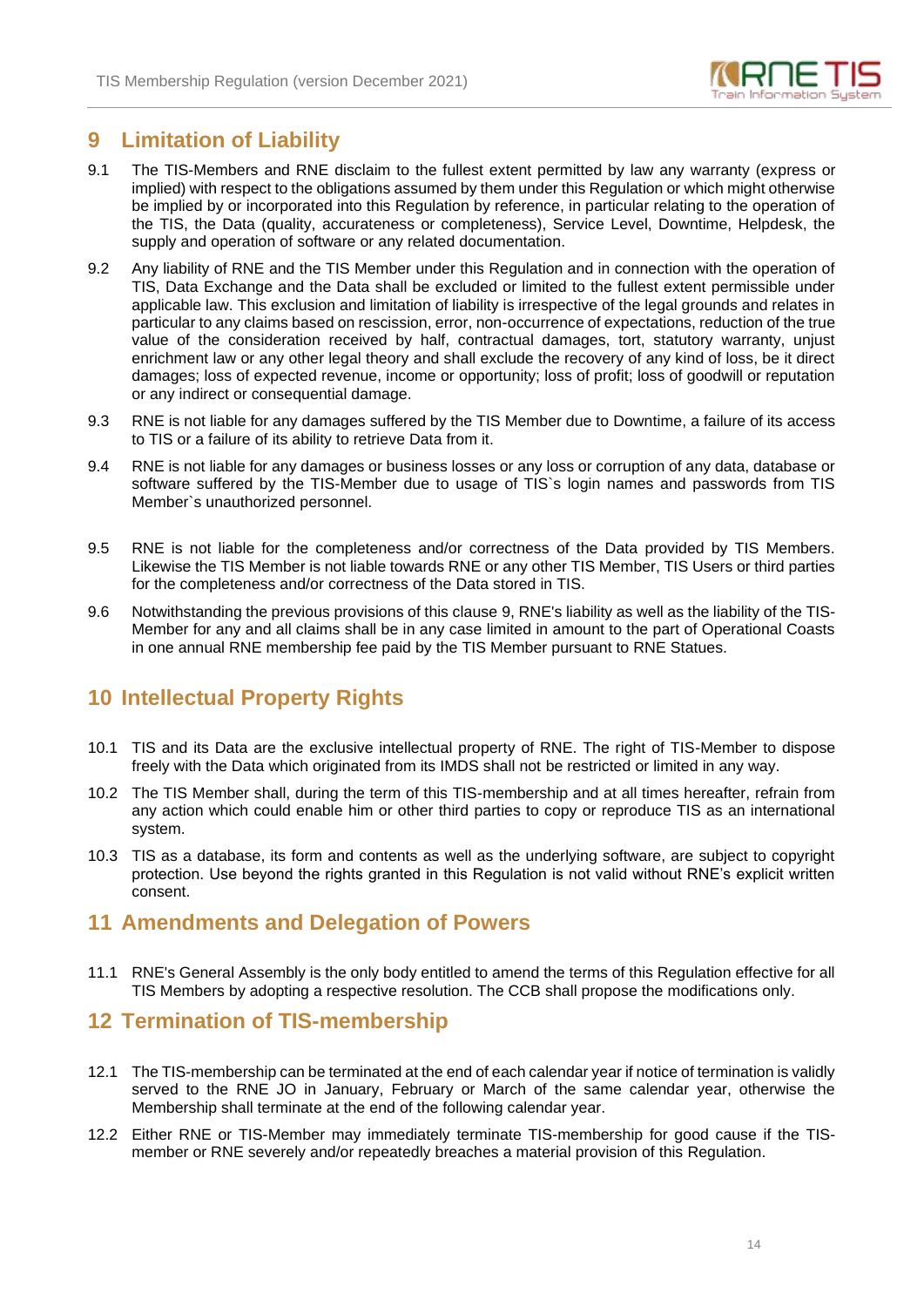## 9 Limitation of Liability

9.1 The TIS-Members and RNE disclaim to the fullest extent permitted by law any warranty (express or implied) with respect to the obligations assumed by them under this Regulation or which might otherwise be implied by or incorporated into this Regulation by reference, in particular relating to the operation of the TIS, the Data (quality, accurateness or completeness), Service Level, Downtime, Helpdesk, the supply and operation of software or any related documentation.

9.2 Any liability of RNE and the TIS Member under this Regulation and in connection with the operation of TIS, Data Exchange and the Data shall be excluded or limited to the fullest extent permissible under applicable law. This exclusion and limitation of liability is irrespective of the legal grounds and relates in particular to any claims based on rescission, error, non-occurrence of expectations, reduction of the true value of the consideration received by half, contractual damages, tort, statutory warranty, unjust enrichment law or any other legal theory and shall exclude the recovery of any kind of loss, be it direct damages; loss of expected revenue, income or opportunity; loss of profit; loss of goodwill or reputation or any indirect or consequential damage.

9.3 RNE is not liable for any damages suffered by the TIS Member due to Downtime, a failure of its access to TIS or a failure of its ability to retrieve Data from it.

9.4 RNE is not liable for any damages or business losses or any loss or corruption of any data, database or software suffered by the TIS-Member due to usage of TIS`s login names and passwords from TIS Member`s unauthorized personnel.

9.5 RNE is not liable for the completeness and/or correctness of the Data provided by TIS Members. Likewise the TIS Member is not liable towards RNE or any other TIS Member, TIS Users or third parties for the completeness and/or correctness of the Data stored in TIS.

9.6 Notwithstanding the previous provisions of this clause 9, RNE's liability as well as the liability of the TIS-Member for any and all claims shall be in any case limited in amount to the part of Operational Coasts in one annual RNE membership fee paid by the TIS Member pursuant to RNE Statues.

## 10 Intellectual Property Rights

10.1 TIS and its Data are the exclusive intellectual property of RNE. The right of TIS-Member to dispose freely with the Data which originated from its IMDS shall not be restricted or limited in any way.

10.2 The TIS Member shall, during the term of this TIS-membership and at all times hereafter, refrain from any action which could enable him or other third parties to copy or reproduce TIS as an international system.

10.3 TIS as a database, its form and contents as well as the underlying software, are subject to copyright protection. Use beyond the rights granted in this Regulation is not valid without RNE's explicit written consent.

## 11 Amendments and Delegation of Powers

11.1 RNE's General Assembly is the only body entitled to amend the terms of this Regulation effective for all TIS Members by adopting a respective resolution. The CCB shall propose the modifications only.

## 12 Termination of TIS-membership

12.1 The TIS-membership can be terminated at the end of each calendar year if notice of termination is validly served to the RNE JO in January, February or March of the same calendar year, otherwise the Membership shall terminate at the end of the following calendar year.

12.2 Either RNE or TIS-Member may immediately terminate TIS-membership for good cause if the TIS-member or RNE severely and/or repeatedly breaches a material provision of this Regulation.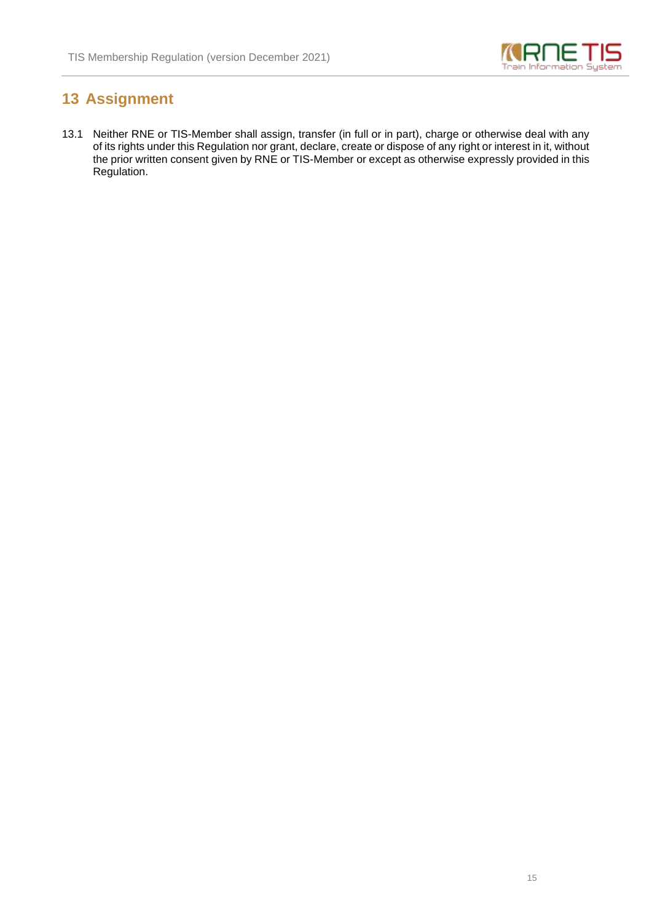# 13 Assignment

13.1 Neither RNE or TIS-Member shall assign, transfer (in full or in part), charge or otherwise deal with any of its rights under this Regulation nor grant, declare, create or dispose of any right or interest in it, without the prior written consent given by RNE or TIS-Member or except as otherwise expressly provided in this Regulation.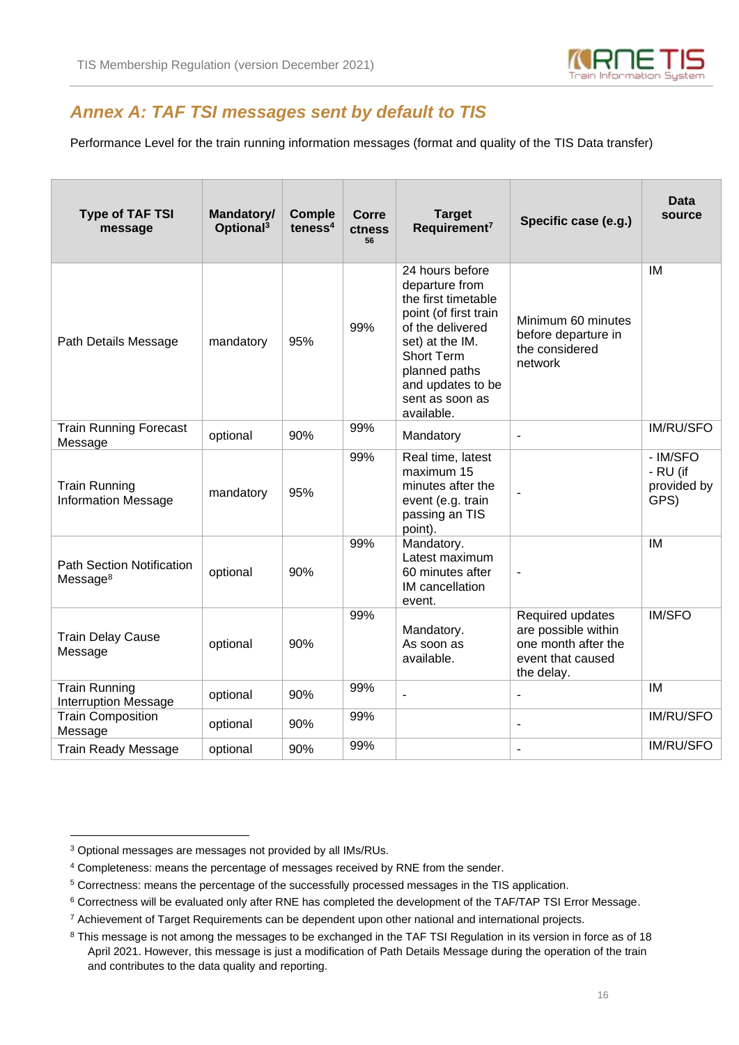## *Annex A: TAF TSI messages sent by default to TIS*

Performance Level for the train running information messages (format and quality of the TIS Data transfer)

| Type of TAF TSI message | Mandatory/ Optional[3] | Completeness[4] | Correctness[5 6] | Target Requirement[7] | Specific case (e.g.) | Data source |
|---|---|---|---|---|---|---|
| Path Details Message | mandatory | 95% | 99% | 24 hours before departure from the first timetable point (of first train of the delivered set) at the IM. Short Term planned paths and updates to be sent as soon as available. | Minimum 60 minutes before departure in the considered network | IM |
| Train Running Forecast Message | optional | 90% | 99% | Mandatory | - | IM/RU/SFO |
| Train Running Information Message | mandatory | 95% | 99% | Real time, latest maximum 15 minutes after the event (e.g. train passing an TIS point). | - | - IM/SFO<br>- RU (if provided by GPS) |
| Path Section Notification Message[8] | optional | 90% | 99% | Mandatory. Latest maximum 60 minutes after IM cancellation event. | - | IM |
| Train Delay Cause Message | optional | 90% | 99% | Mandatory. As soon as available. | Required updates are possible within one month after the event that caused the delay. | IM/SFO |
| Train Running Interruption Message | optional | 90% | 99% | - | - | IM |
| Train Composition Message | optional | 90% | 99% | | - | IM/RU/SFO |
| Train Ready Message | optional | 90% | 99% | | - | IM/RU/SFO |

[3] Optional messages are messages not provided by all IMs/RUs.

[4] Completeness: means the percentage of messages received by RNE from the sender.

[5] Correctness: means the percentage of the successfully processed messages in the TIS application.

[6] Correctness will be evaluated only after RNE has completed the development of the TAF/TAP TSI Error Message.

[7] Achievement of Target Requirements can be dependent upon other national and international projects.

[8] This message is not among the messages to be exchanged in the TAF TSI Regulation in its version in force as of 18 April 2021. However, this message is just a modification of Path Details Message during the operation of the train and contributes to the data quality and reporting.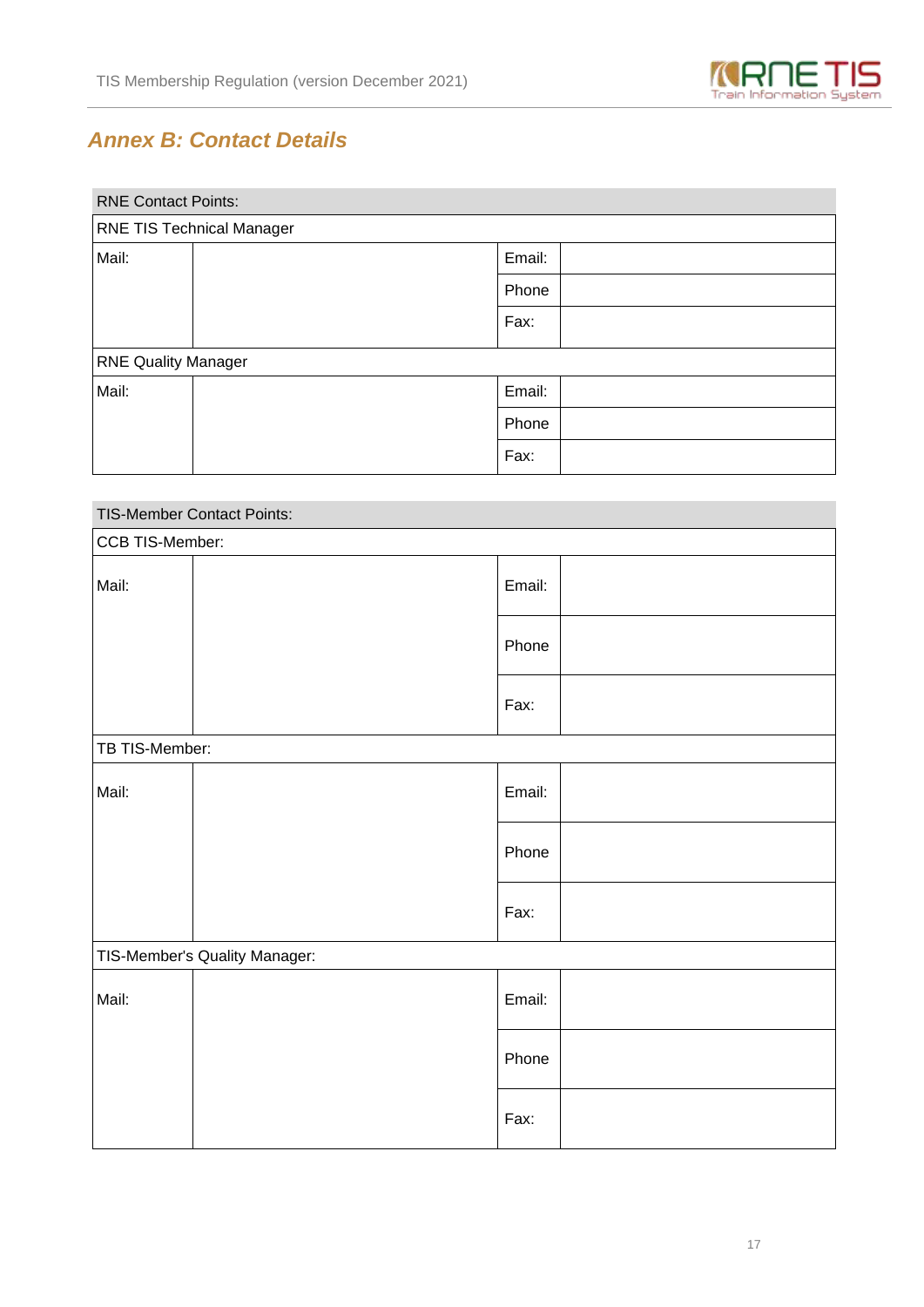## *Annex B: Contact Details*

| RNE Contact Points: | | | |
|---|---|---|---|
| RNE TIS Technical Manager | | | |
| Mail: | | Email: | |
| | | Phone | |
| | | Fax: | |
| RNE Quality Manager | | | |
| Mail: | | Email: | |
| | | Phone | |
| | | Fax: | |

| TIS-Member Contact Points: | | | |
|---|---|---|---|
| CCB TIS-Member: | | | |
| Mail: | | Email: | |
| | | Phone | |
| | | Fax: | |
| TB TIS-Member: | | | |
| Mail: | | Email: | |
| | | Phone | |
| | | Fax: | |
| TIS-Member's Quality Manager: | | | |
| Mail: | | Email: | |
| | | Phone | |
| | | Fax: | |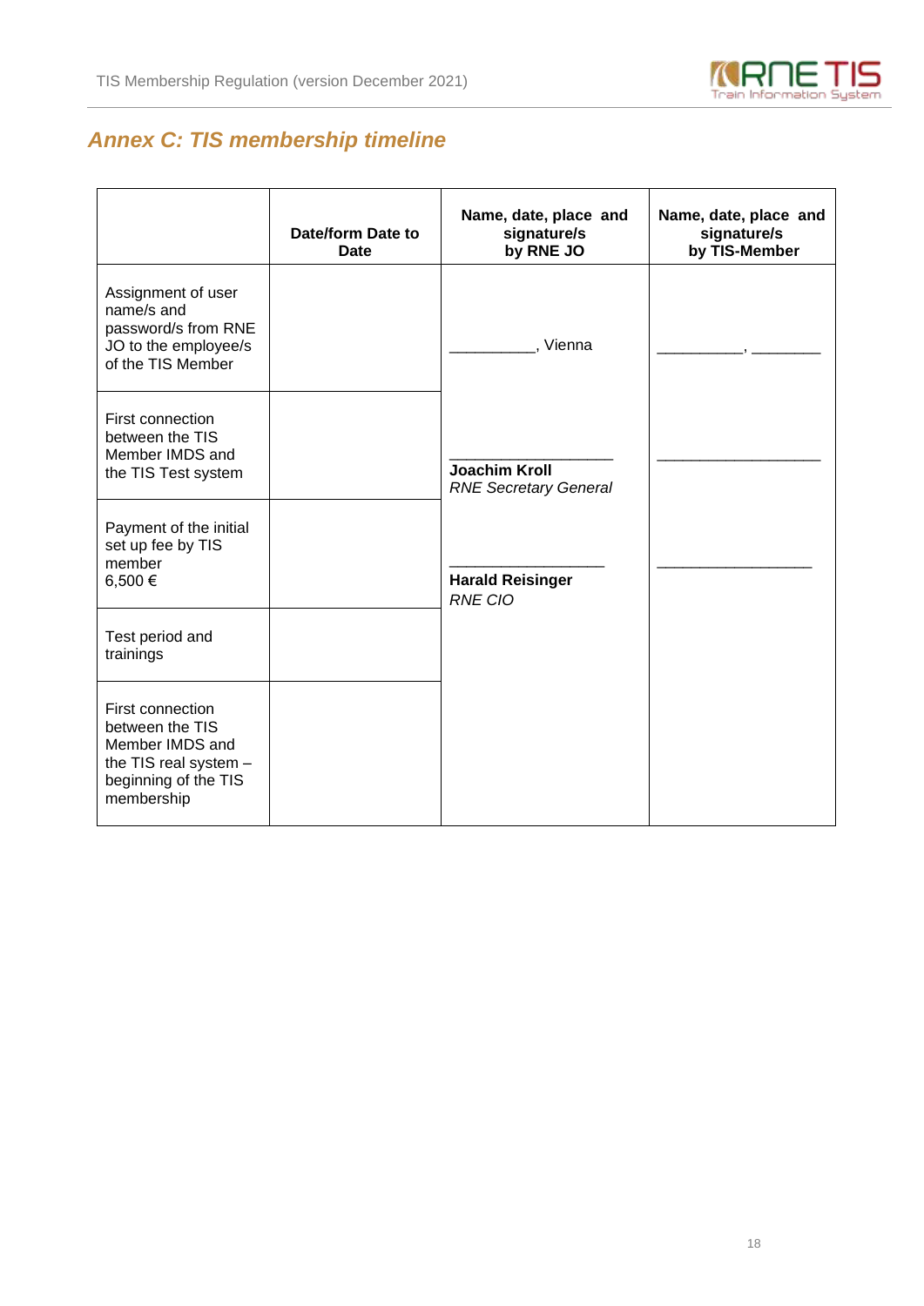## Annex C: TIS membership timeline

| | Date/form Date to Date | Name, date, place and signature/s by RNE JO | Name, date, place and signature/s by TIS-Member |
|---|---|---|---|
| Assignment of user name/s and password/s from RNE JO to the employee/s of the TIS Member | | __________, Vienna | __________, ________ |
| First connection between the TIS Member IMDS and the TIS Test system | | ___________________<br>**Joachim Kroll**<br>*RNE Secretary General* | ___________________ |
| Payment of the initial set up fee by TIS member 6,500 € | | ___________________<br>**Harald Reisinger**<br>*RNE CIO* | ___________________ |
| Test period and trainings | | | |
| First connection between the TIS Member IMDS and the TIS real system – beginning of the TIS membership | | | |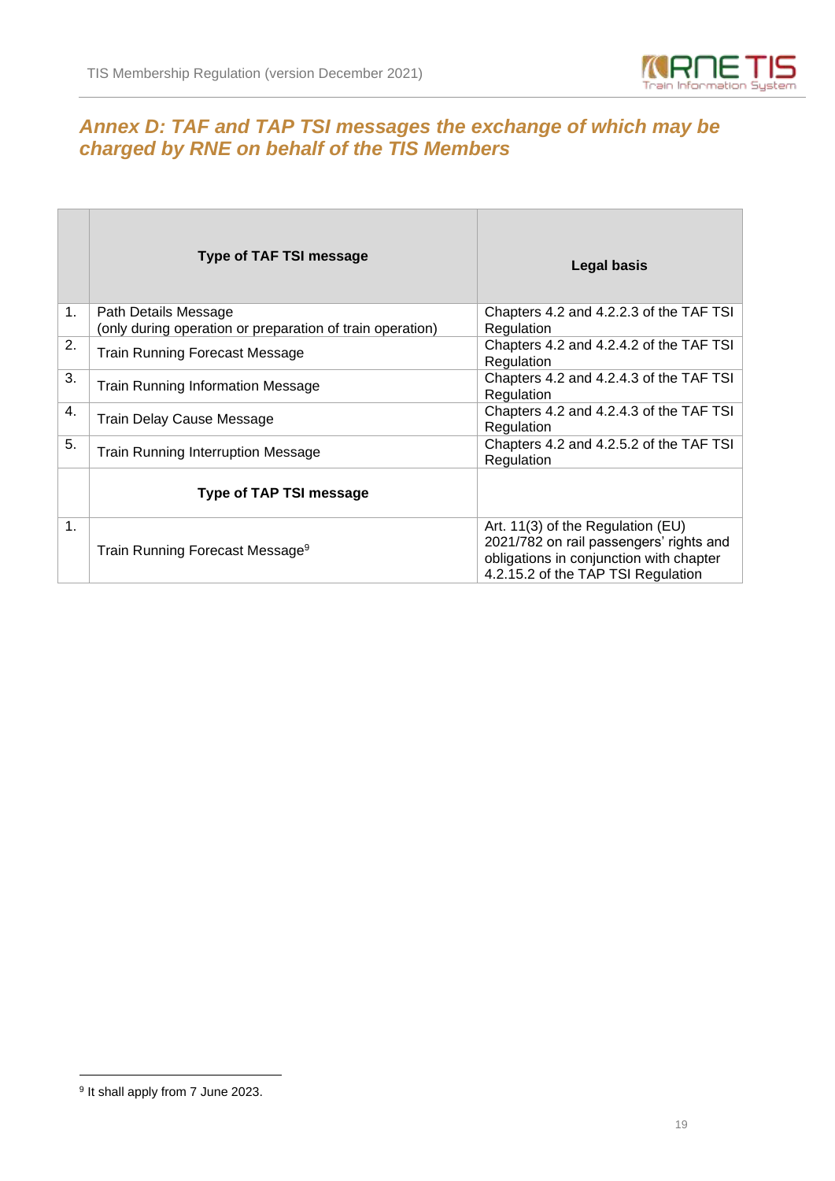## *Annex D: TAF and TAP TSI messages the exchange of which may be charged by RNE on behalf of the TIS Members*

| | Type of TAF TSI message | Legal basis |
|---|---|---|
| 1. | Path Details Message<br>(only during operation or preparation of train operation) | Chapters 4.2 and 4.2.2.3 of the TAF TSI Regulation |
| 2. | Train Running Forecast Message | Chapters 4.2 and 4.2.4.2 of the TAF TSI Regulation |
| 3. | Train Running Information Message | Chapters 4.2 and 4.2.4.3 of the TAF TSI Regulation |
| 4. | Train Delay Cause Message | Chapters 4.2 and 4.2.4.3 of the TAF TSI Regulation |
| 5. | Train Running Interruption Message | Chapters 4.2 and 4.2.5.2 of the TAF TSI Regulation |
| | **Type of TAP TSI message** | |
| 1. | Train Running Forecast Message[9] | Art. 11(3) of the Regulation (EU) 2021/782 on rail passengers' rights and obligations in conjunction with chapter 4.2.15.2 of the TAP TSI Regulation |

[9] It shall apply from 7 June 2023.